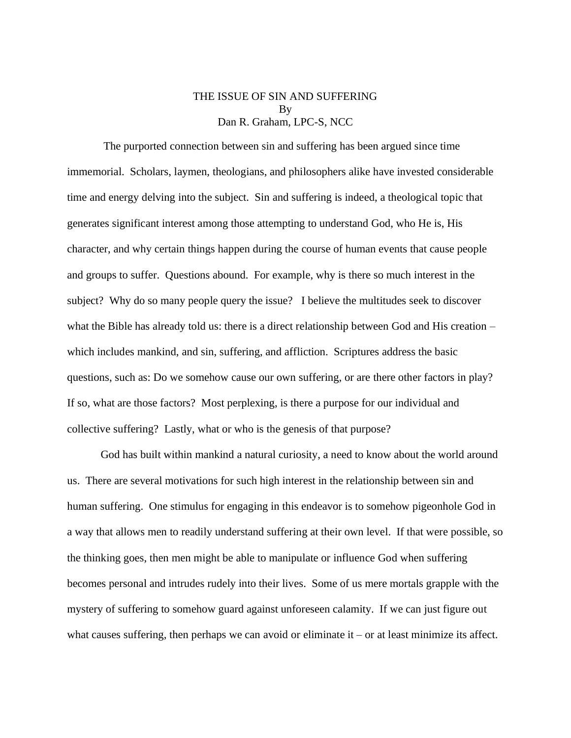# THE ISSUE OF SIN AND SUFFERING

By

Dan R. Graham, LPC-S, NCC

The purported connection between sin and suffering has been argued since time immemorial. Scholars, laymen, theologians, and philosophers alike have invested considerable time and energy delving into the subject. Sin and suffering is indeed, a theological topic that generates significant interest among those attempting to understand God, who He is, His character, and why certain things happen during the course of human events that cause people and groups to suffer. Questions abound. For example, why is there so much interest in the subject? Why do so many people query the issue? I believe the multitudes seek to discover what the Bible has already told us: there is a direct relationship between God and His creation – which includes mankind, and sin, suffering, and affliction. Scriptures address the basic questions, such as: Do we somehow cause our own suffering, or are there other factors in play? If so, what are those factors? Most perplexing, is there a purpose for our individual and collective suffering? Lastly, what or who is the genesis of that purpose?

God has built within mankind a natural curiosity, a need to know about the world around us. There are several motivations for such high interest in the relationship between sin and human suffering. One stimulus for engaging in this endeavor is to somehow pigeonhole God in a way that allows men to readily understand suffering at their own level. If that were possible, so the thinking goes, then men might be able to manipulate or influence God when suffering becomes personal and intrudes rudely into their lives. Some of us mere mortals grapple with the mystery of suffering to somehow guard against unforeseen calamity. If we can just figure out what causes suffering, then perhaps we can avoid or eliminate it – or at least minimize its affect.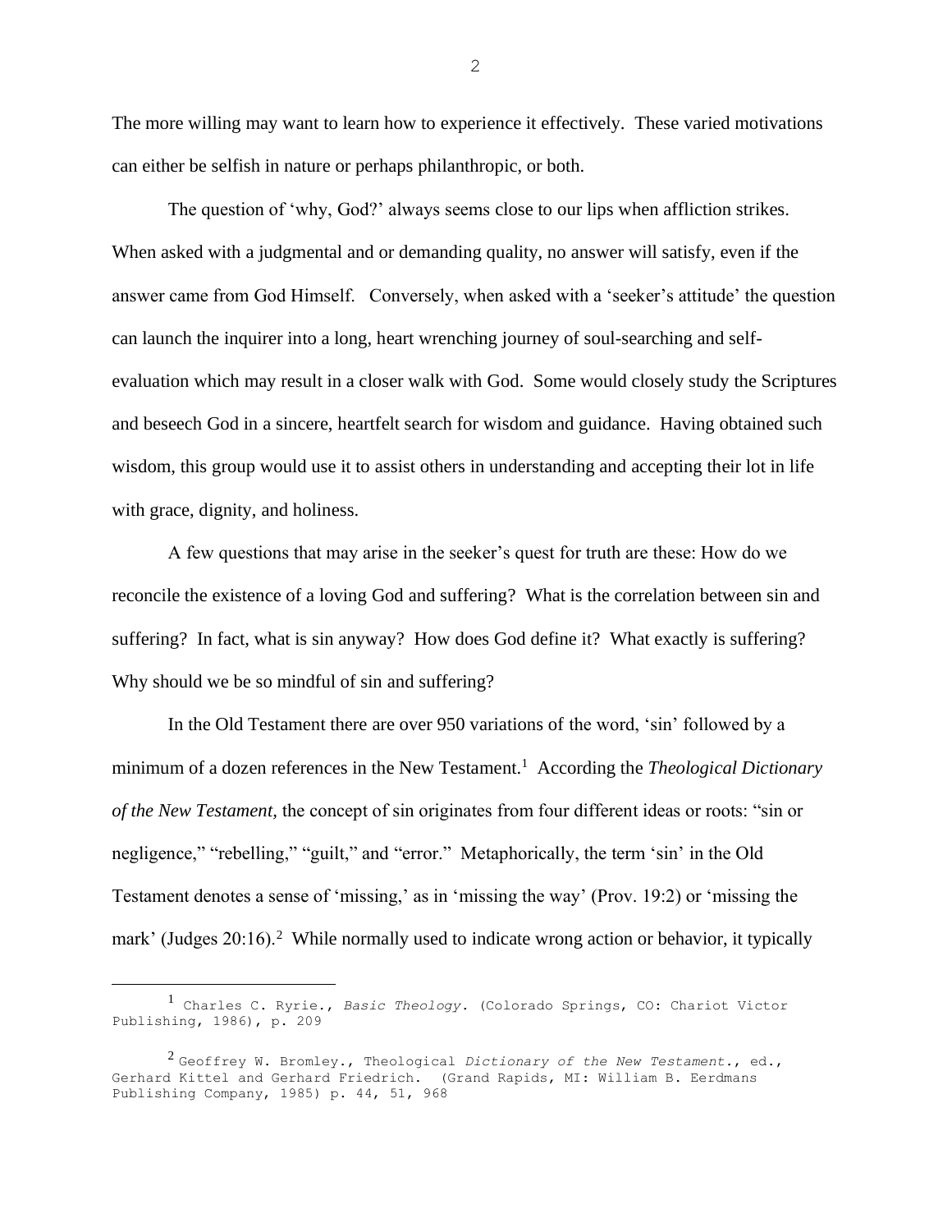The more willing may want to learn how to experience it effectively. These varied motivations can either be selfish in nature or perhaps philanthropic, or both.

The question of 'why, God?' always seems close to our lips when affliction strikes. When asked with a judgmental and or demanding quality, no answer will satisfy, even if the answer came from God Himself. Conversely, when asked with a 'seeker's attitude' the question can launch the inquirer into a long, heart wrenching journey of soul-searching and self-evaluation which may result in a closer walk with God. Some would closely study the Scriptures and beseech God in a sincere, heartfelt search for wisdom and guidance. Having obtained such wisdom, this group would use it to assist others in understanding and accepting their lot in life with grace, dignity, and holiness.

A few questions that may arise in the seeker's quest for truth are these: How do we reconcile the existence of a loving God and suffering? What is the correlation between sin and suffering? In fact, what is sin anyway? How does God define it? What exactly is suffering? Why should we be so mindful of sin and suffering?

In the Old Testament there are over 950 variations of the word, 'sin' followed by a minimum of a dozen references in the New Testament.[1] According the *Theological Dictionary of the New Testament*, the concept of sin originates from four different ideas or roots: "sin or negligence," "rebelling," "guilt," and "error." Metaphorically, the term 'sin' in the Old Testament denotes a sense of 'missing,' as in 'missing the way' (Prov. 19:2) or 'missing the mark' (Judges 20:16).[2] While normally used to indicate wrong action or behavior, it typically

---

[1] Charles C. Ryrie., *Basic Theology*. (Colorado Springs, CO: Chariot Victor Publishing, 1986), p. 209

[2] Geoffrey W. Bromley., Theological *Dictionary of the New Testament*., ed., Gerhard Kittel and Gerhard Friedrich. (Grand Rapids, MI: William B. Eerdmans Publishing Company, 1985) p. 44, 51, 968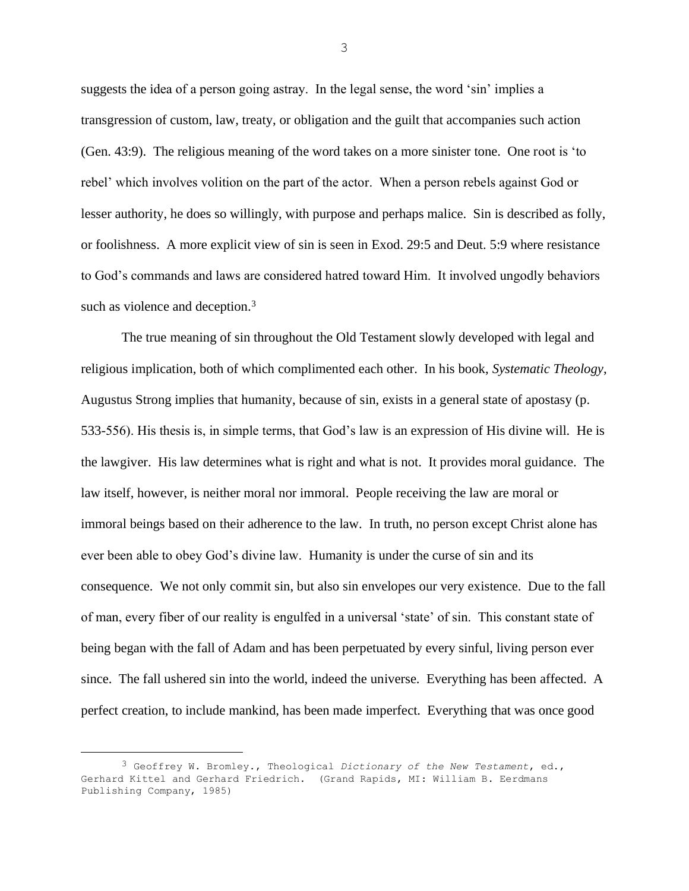suggests the idea of a person going astray. In the legal sense, the word 'sin' implies a transgression of custom, law, treaty, or obligation and the guilt that accompanies such action (Gen. 43:9). The religious meaning of the word takes on a more sinister tone. One root is 'to rebel' which involves volition on the part of the actor. When a person rebels against God or lesser authority, he does so willingly, with purpose and perhaps malice. Sin is described as folly, or foolishness. A more explicit view of sin is seen in Exod. 29:5 and Deut. 5:9 where resistance to God's commands and laws are considered hatred toward Him. It involved ungodly behaviors such as violence and deception.[3]

The true meaning of sin throughout the Old Testament slowly developed with legal and religious implication, both of which complimented each other. In his book, *Systematic Theology*, Augustus Strong implies that humanity, because of sin, exists in a general state of apostasy (p. 533-556). His thesis is, in simple terms, that God's law is an expression of His divine will. He is the lawgiver. His law determines what is right and what is not. It provides moral guidance. The law itself, however, is neither moral nor immoral. People receiving the law are moral or immoral beings based on their adherence to the law. In truth, no person except Christ alone has ever been able to obey God's divine law. Humanity is under the curse of sin and its consequence. We not only commit sin, but also sin envelopes our very existence. Due to the fall of man, every fiber of our reality is engulfed in a universal 'state' of sin. This constant state of being began with the fall of Adam and has been perpetuated by every sinful, living person ever since. The fall ushered sin into the world, indeed the universe. Everything has been affected. A perfect creation, to include mankind, has been made imperfect. Everything that was once good

---

[3] Geoffrey W. Bromley., Theological *Dictionary of the New Testament*, ed., Gerhard Kittel and Gerhard Friedrich. (Grand Rapids, MI: William B. Eerdmans Publishing Company, 1985)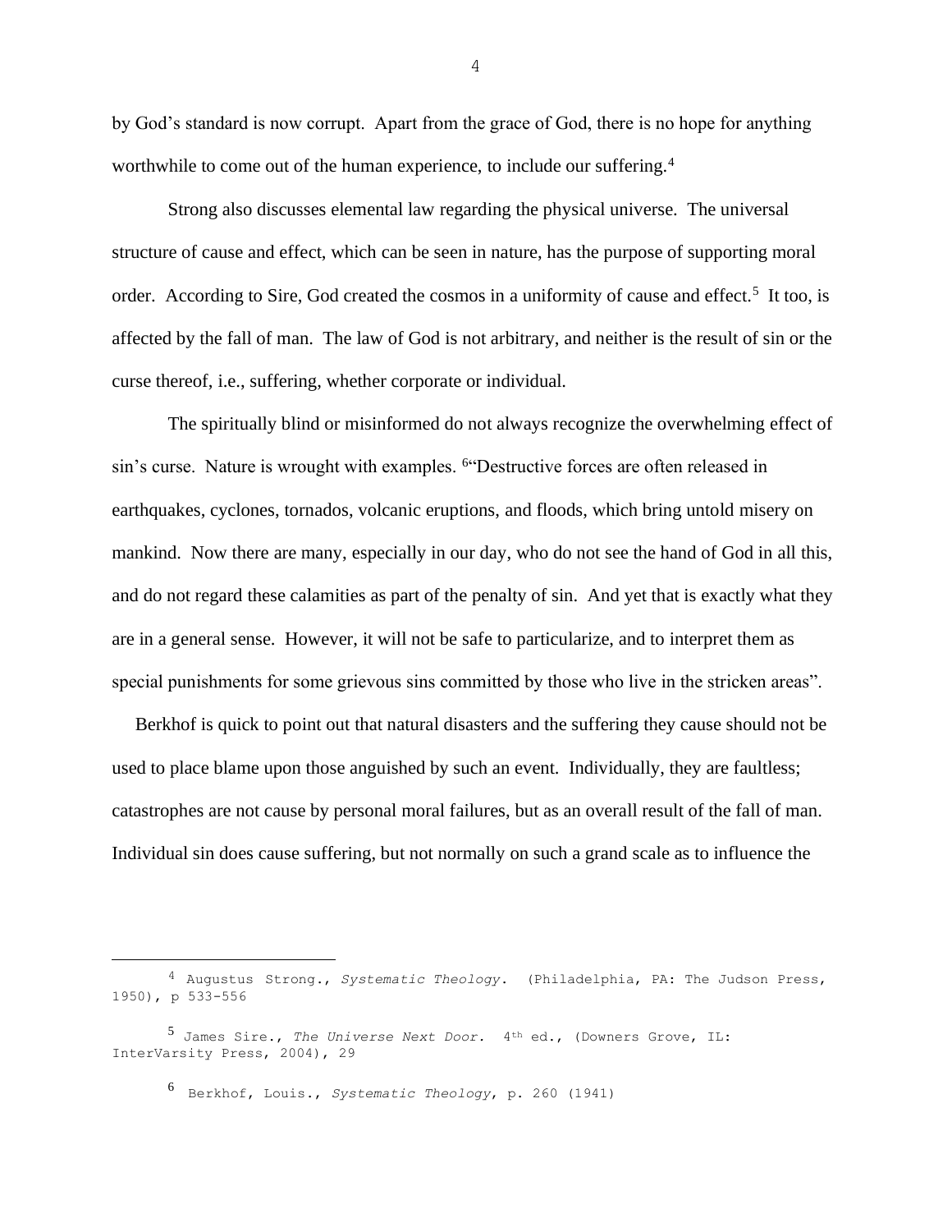by God's standard is now corrupt. Apart from the grace of God, there is no hope for anything worthwhile to come out of the human experience, to include our suffering.[4]

Strong also discusses elemental law regarding the physical universe. The universal structure of cause and effect, which can be seen in nature, has the purpose of supporting moral order. According to Sire, God created the cosmos in a uniformity of cause and effect.[5] It too, is affected by the fall of man. The law of God is not arbitrary, and neither is the result of sin or the curse thereof, i.e., suffering, whether corporate or individual.

The spiritually blind or misinformed do not always recognize the overwhelming effect of sin's curse. Nature is wrought with examples. [6]"Destructive forces are often released in earthquakes, cyclones, tornados, volcanic eruptions, and floods, which bring untold misery on mankind. Now there are many, especially in our day, who do not see the hand of God in all this, and do not regard these calamities as part of the penalty of sin. And yet that is exactly what they are in a general sense. However, it will not be safe to particularize, and to interpret them as special punishments for some grievous sins committed by those who live in the stricken areas".

Berkhof is quick to point out that natural disasters and the suffering they cause should not be used to place blame upon those anguished by such an event. Individually, they are faultless; catastrophes are not cause by personal moral failures, but as an overall result of the fall of man. Individual sin does cause suffering, but not normally on such a grand scale as to influence the

---

[4] Augustus Strong., *Systematic Theology*. (Philadelphia, PA: The Judson Press, 1950), p 533-556

[5] James Sire., *The Universe Next Door*. 4th ed., (Downers Grove, IL: InterVarsity Press, 2004), 29

[6] Berkhof, Louis., *Systematic Theology*, p. 260 (1941)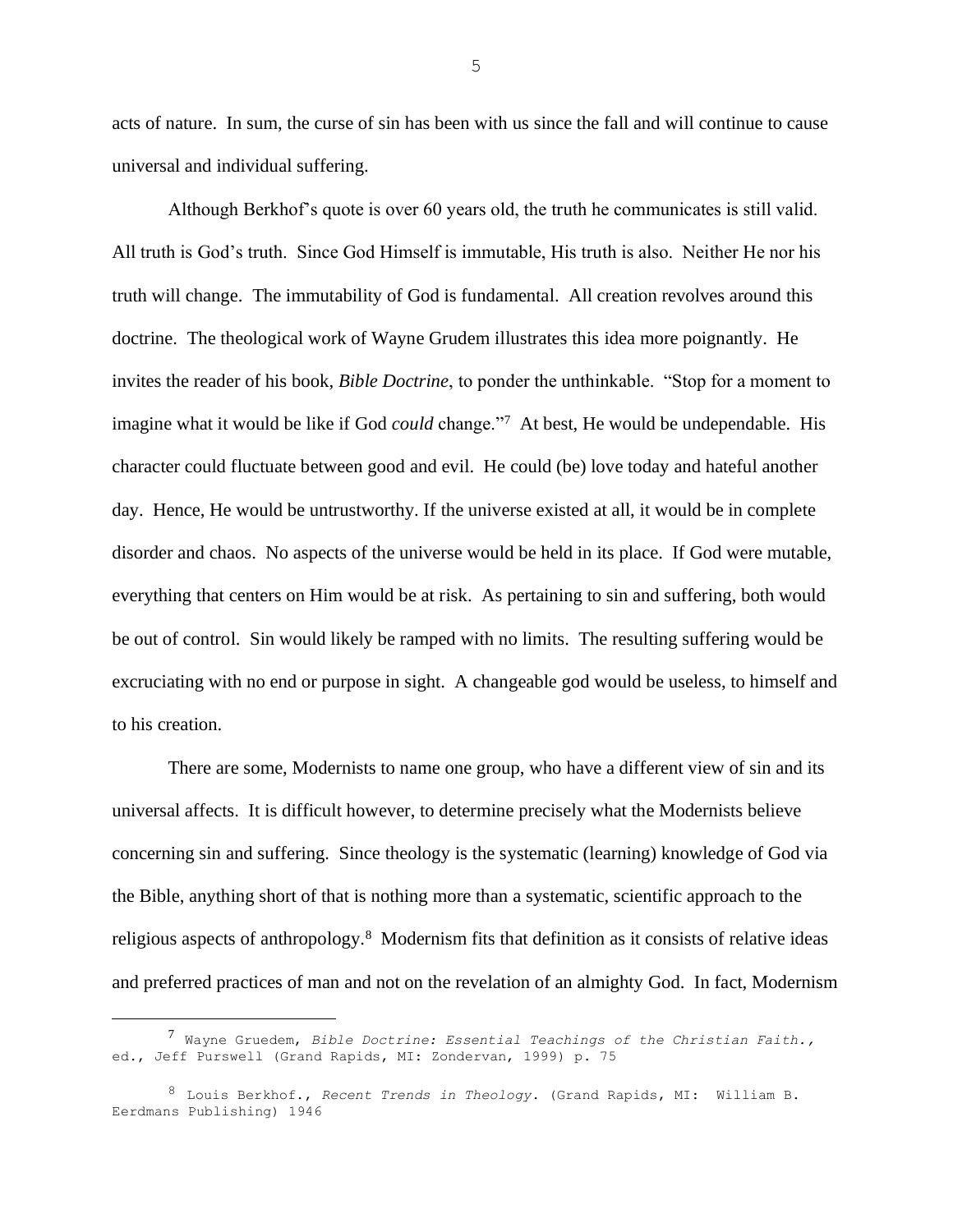acts of nature. In sum, the curse of sin has been with us since the fall and will continue to cause universal and individual suffering.

Although Berkhof's quote is over 60 years old, the truth he communicates is still valid. All truth is God's truth. Since God Himself is immutable, His truth is also. Neither He nor his truth will change. The immutability of God is fundamental. All creation revolves around this doctrine. The theological work of Wayne Grudem illustrates this idea more poignantly. He invites the reader of his book, *Bible Doctrine*, to ponder the unthinkable. "Stop for a moment to imagine what it would be like if God *could* change."[7] At best, He would be undependable. His character could fluctuate between good and evil. He could (be) love today and hateful another day. Hence, He would be untrustworthy. If the universe existed at all, it would be in complete disorder and chaos. No aspects of the universe would be held in its place. If God were mutable, everything that centers on Him would be at risk. As pertaining to sin and suffering, both would be out of control. Sin would likely be ramped with no limits. The resulting suffering would be excruciating with no end or purpose in sight. A changeable god would be useless, to himself and to his creation.

There are some, Modernists to name one group, who have a different view of sin and its universal affects. It is difficult however, to determine precisely what the Modernists believe concerning sin and suffering. Since theology is the systematic (learning) knowledge of God via the Bible, anything short of that is nothing more than a systematic, scientific approach to the religious aspects of anthropology.[8] Modernism fits that definition as it consists of relative ideas and preferred practices of man and not on the revelation of an almighty God. In fact, Modernism

---

[7] Wayne Gruedem, *Bible Doctrine: Essential Teachings of the Christian Faith.,* ed., Jeff Purswell (Grand Rapids, MI: Zondervan, 1999) p. 75

[8] Louis Berkhof., *Recent Trends in Theology*. (Grand Rapids, MI: William B. Eerdmans Publishing) 1946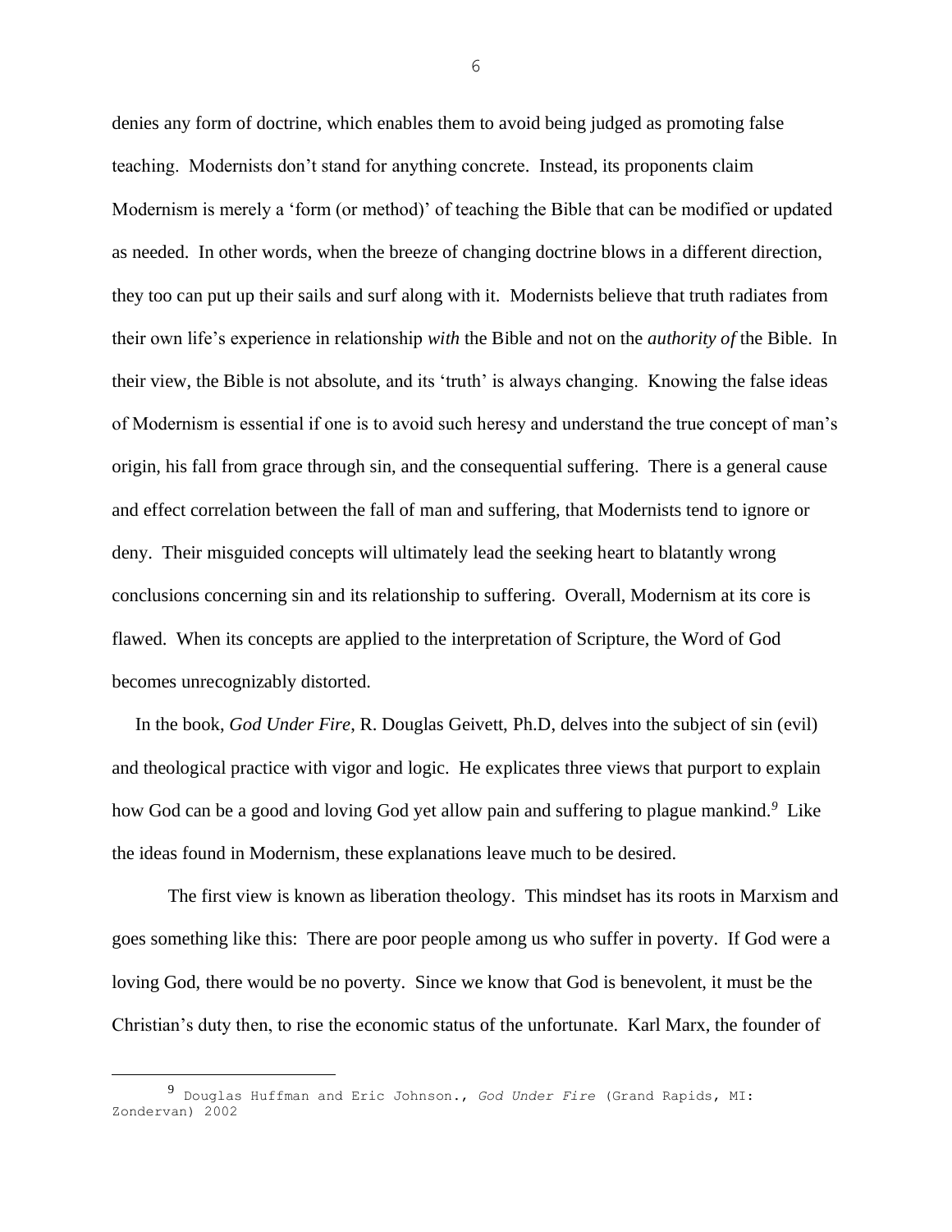denies any form of doctrine, which enables them to avoid being judged as promoting false teaching. Modernists don't stand for anything concrete. Instead, its proponents claim Modernism is merely a 'form (or method)' of teaching the Bible that can be modified or updated as needed. In other words, when the breeze of changing doctrine blows in a different direction, they too can put up their sails and surf along with it. Modernists believe that truth radiates from their own life's experience in relationship *with* the Bible and not on the *authority of* the Bible. In their view, the Bible is not absolute, and its 'truth' is always changing. Knowing the false ideas of Modernism is essential if one is to avoid such heresy and understand the true concept of man's origin, his fall from grace through sin, and the consequential suffering. There is a general cause and effect correlation between the fall of man and suffering, that Modernists tend to ignore or deny. Their misguided concepts will ultimately lead the seeking heart to blatantly wrong conclusions concerning sin and its relationship to suffering. Overall, Modernism at its core is flawed. When its concepts are applied to the interpretation of Scripture, the Word of God becomes unrecognizably distorted.

In the book, *God Under Fire*, R. Douglas Geivett, Ph.D, delves into the subject of sin (evil) and theological practice with vigor and logic. He explicates three views that purport to explain how God can be a good and loving God yet allow pain and suffering to plague mankind.[9] Like the ideas found in Modernism, these explanations leave much to be desired.

The first view is known as liberation theology. This mindset has its roots in Marxism and goes something like this: There are poor people among us who suffer in poverty. If God were a loving God, there would be no poverty. Since we know that God is benevolent, it must be the Christian's duty then, to rise the economic status of the unfortunate. Karl Marx, the founder of

---

[9] Douglas Huffman and Eric Johnson., *God Under Fire* (Grand Rapids, MI: Zondervan) 2002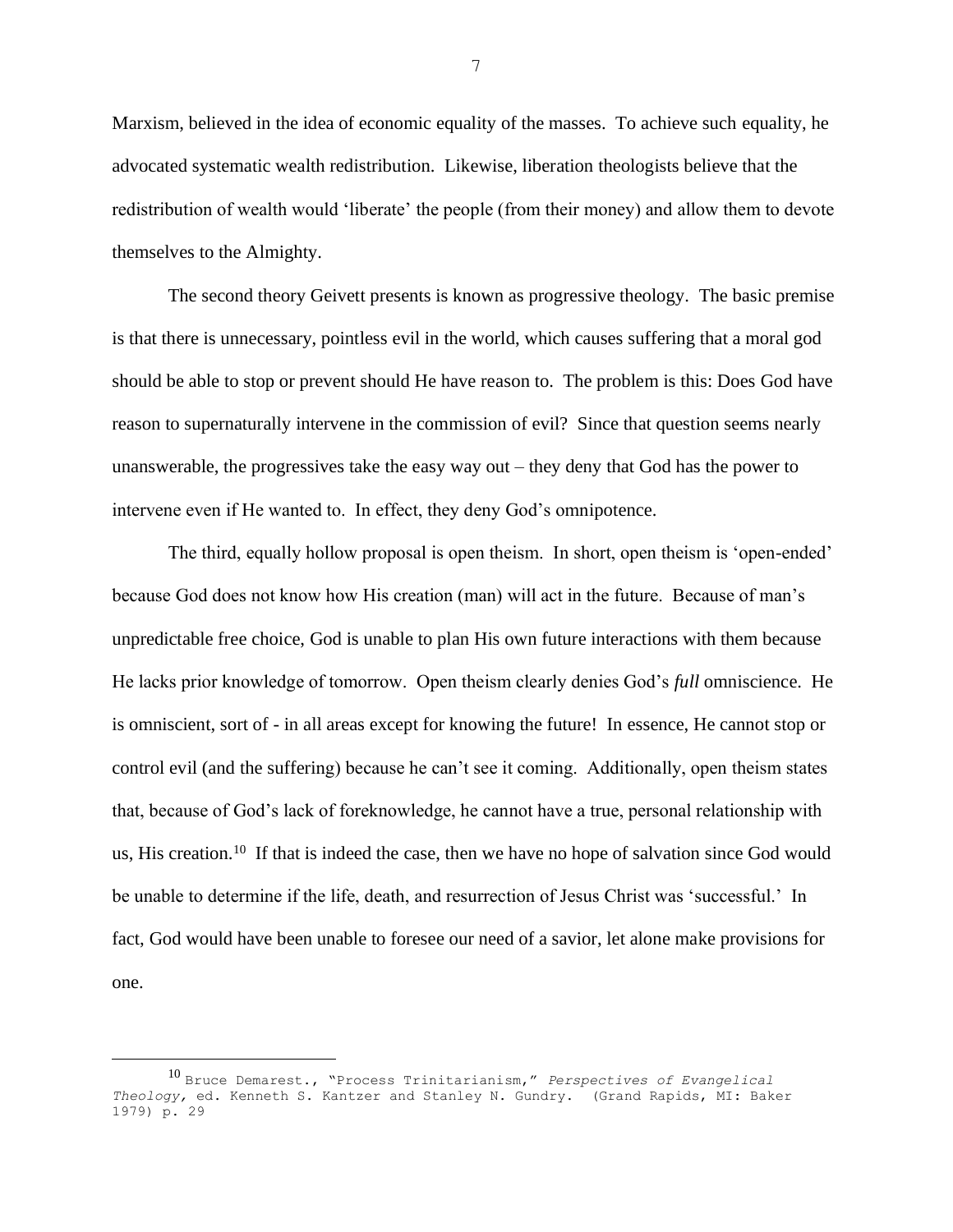Marxism, believed in the idea of economic equality of the masses. To achieve such equality, he advocated systematic wealth redistribution. Likewise, liberation theologists believe that the redistribution of wealth would 'liberate' the people (from their money) and allow them to devote themselves to the Almighty.

The second theory Geivett presents is known as progressive theology. The basic premise is that there is unnecessary, pointless evil in the world, which causes suffering that a moral god should be able to stop or prevent should He have reason to. The problem is this: Does God have reason to supernaturally intervene in the commission of evil? Since that question seems nearly unanswerable, the progressives take the easy way out – they deny that God has the power to intervene even if He wanted to. In effect, they deny God's omnipotence.

The third, equally hollow proposal is open theism. In short, open theism is 'open-ended' because God does not know how His creation (man) will act in the future. Because of man's unpredictable free choice, God is unable to plan His own future interactions with them because He lacks prior knowledge of tomorrow. Open theism clearly denies God's *full* omniscience. He is omniscient, sort of - in all areas except for knowing the future! In essence, He cannot stop or control evil (and the suffering) because he can't see it coming. Additionally, open theism states that, because of God's lack of foreknowledge, he cannot have a true, personal relationship with us, His creation.[10] If that is indeed the case, then we have no hope of salvation since God would be unable to determine if the life, death, and resurrection of Jesus Christ was 'successful.' In fact, God would have been unable to foresee our need of a savior, let alone make provisions for one.

---

[10] Bruce Demarest., "Process Trinitarianism," *Perspectives of Evangelical Theology*, ed. Kenneth S. Kantzer and Stanley N. Gundry. (Grand Rapids, MI: Baker 1979) p. 29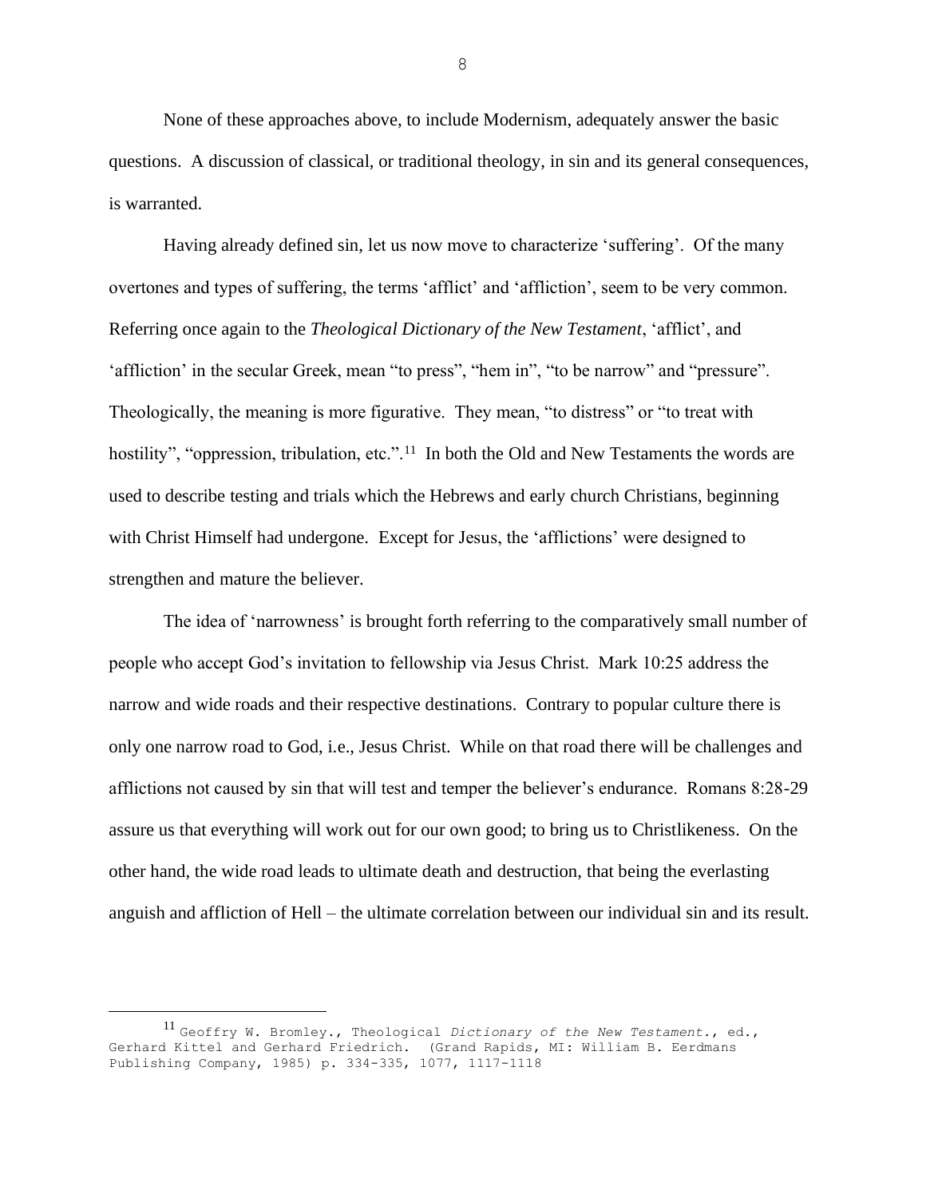None of these approaches above, to include Modernism, adequately answer the basic questions. A discussion of classical, or traditional theology, in sin and its general consequences, is warranted.

Having already defined sin, let us now move to characterize 'suffering'. Of the many overtones and types of suffering, the terms 'afflict' and 'affliction', seem to be very common. Referring once again to the *Theological Dictionary of the New Testament*, 'afflict', and 'affliction' in the secular Greek, mean "to press", "hem in", "to be narrow" and "pressure". Theologically, the meaning is more figurative. They mean, "to distress" or "to treat with hostility", "oppression, tribulation, etc.".[11] In both the Old and New Testaments the words are used to describe testing and trials which the Hebrews and early church Christians, beginning with Christ Himself had undergone. Except for Jesus, the 'afflictions' were designed to strengthen and mature the believer.

The idea of 'narrowness' is brought forth referring to the comparatively small number of people who accept God's invitation to fellowship via Jesus Christ. Mark 10:25 address the narrow and wide roads and their respective destinations. Contrary to popular culture there is only one narrow road to God, i.e., Jesus Christ. While on that road there will be challenges and afflictions not caused by sin that will test and temper the believer's endurance. Romans 8:28-29 assure us that everything will work out for our own good; to bring us to Christlikeness. On the other hand, the wide road leads to ultimate death and destruction, that being the everlasting anguish and affliction of Hell – the ultimate correlation between our individual sin and its result.

---

[11] Geoffry W. Bromley., Theological *Dictionary of the New Testament*., ed., Gerhard Kittel and Gerhard Friedrich. (Grand Rapids, MI: William B. Eerdmans Publishing Company, 1985) p. 334-335, 1077, 1117-1118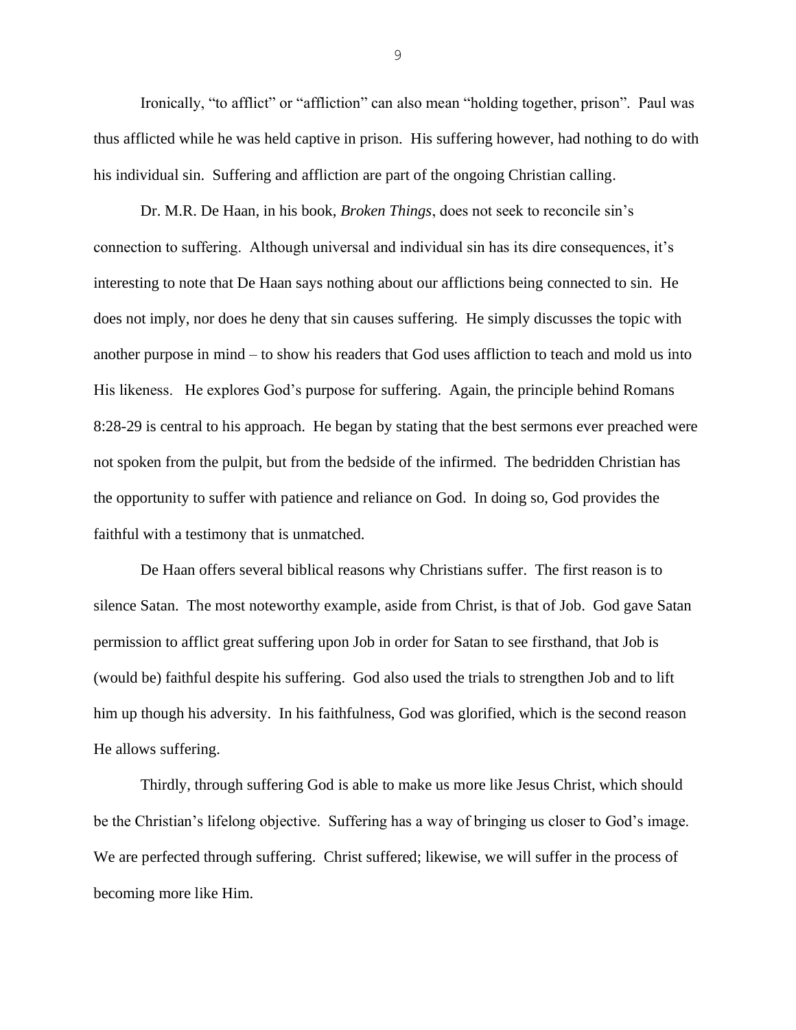Ironically, "to afflict" or "affliction" can also mean "holding together, prison". Paul was thus afflicted while he was held captive in prison. His suffering however, had nothing to do with his individual sin. Suffering and affliction are part of the ongoing Christian calling.

Dr. M.R. De Haan, in his book, *Broken Things*, does not seek to reconcile sin's connection to suffering. Although universal and individual sin has its dire consequences, it's interesting to note that De Haan says nothing about our afflictions being connected to sin. He does not imply, nor does he deny that sin causes suffering. He simply discusses the topic with another purpose in mind – to show his readers that God uses affliction to teach and mold us into His likeness. He explores God's purpose for suffering. Again, the principle behind Romans 8:28-29 is central to his approach. He began by stating that the best sermons ever preached were not spoken from the pulpit, but from the bedside of the infirmed. The bedridden Christian has the opportunity to suffer with patience and reliance on God. In doing so, God provides the faithful with a testimony that is unmatched.

De Haan offers several biblical reasons why Christians suffer. The first reason is to silence Satan. The most noteworthy example, aside from Christ, is that of Job. God gave Satan permission to afflict great suffering upon Job in order for Satan to see firsthand, that Job is (would be) faithful despite his suffering. God also used the trials to strengthen Job and to lift him up though his adversity. In his faithfulness, God was glorified, which is the second reason He allows suffering.

Thirdly, through suffering God is able to make us more like Jesus Christ, which should be the Christian's lifelong objective. Suffering has a way of bringing us closer to God's image. We are perfected through suffering. Christ suffered; likewise, we will suffer in the process of becoming more like Him.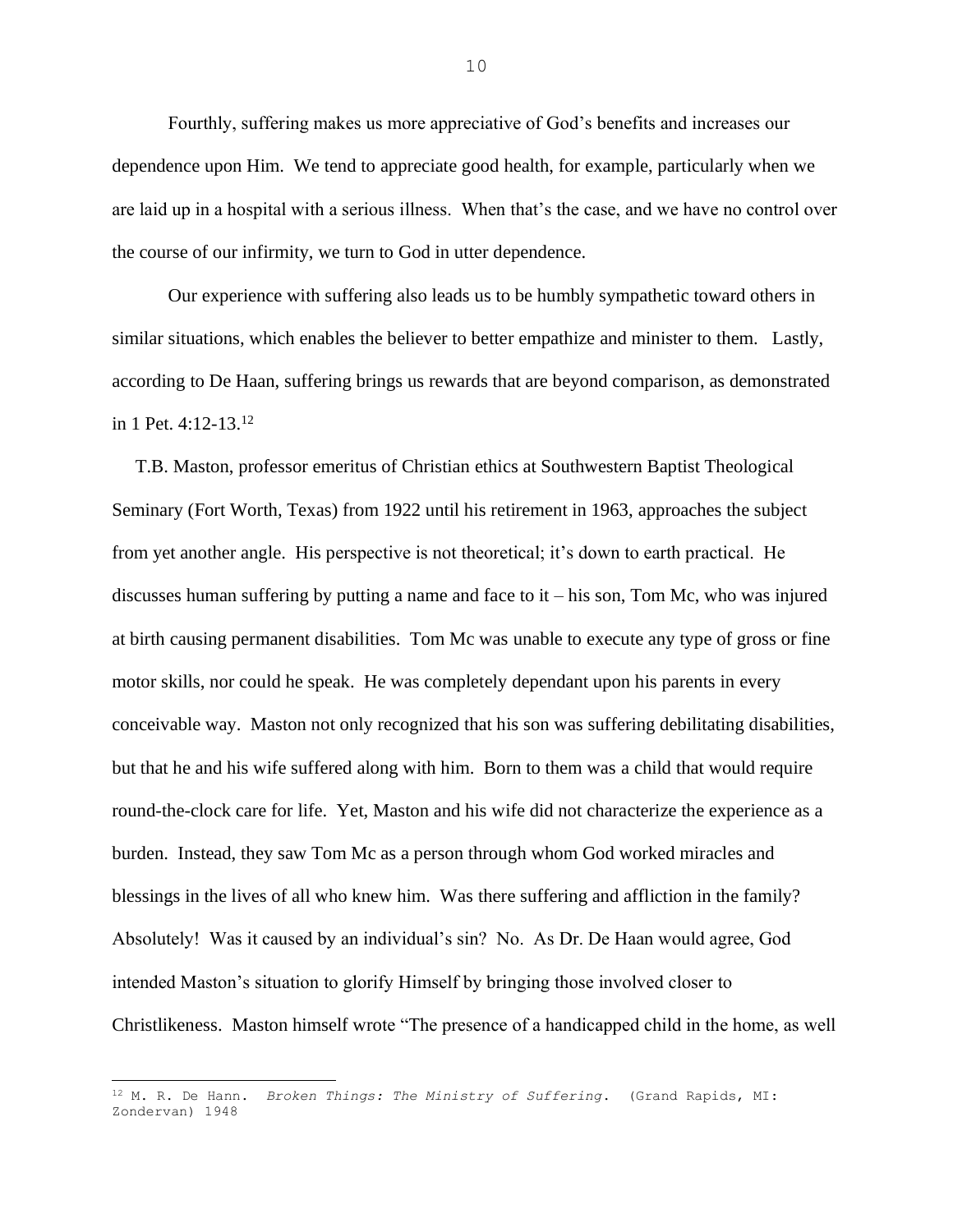Fourthly, suffering makes us more appreciative of God's benefits and increases our dependence upon Him. We tend to appreciate good health, for example, particularly when we are laid up in a hospital with a serious illness. When that's the case, and we have no control over the course of our infirmity, we turn to God in utter dependence.

Our experience with suffering also leads us to be humbly sympathetic toward others in similar situations, which enables the believer to better empathize and minister to them. Lastly, according to De Haan, suffering brings us rewards that are beyond comparison, as demonstrated in 1 Pet. 4:12-13.[12]

T.B. Maston, professor emeritus of Christian ethics at Southwestern Baptist Theological Seminary (Fort Worth, Texas) from 1922 until his retirement in 1963, approaches the subject from yet another angle. His perspective is not theoretical; it's down to earth practical. He discusses human suffering by putting a name and face to it – his son, Tom Mc, who was injured at birth causing permanent disabilities. Tom Mc was unable to execute any type of gross or fine motor skills, nor could he speak. He was completely dependant upon his parents in every conceivable way. Maston not only recognized that his son was suffering debilitating disabilities, but that he and his wife suffered along with him. Born to them was a child that would require round-the-clock care for life. Yet, Maston and his wife did not characterize the experience as a burden. Instead, they saw Tom Mc as a person through whom God worked miracles and blessings in the lives of all who knew him. Was there suffering and affliction in the family? Absolutely! Was it caused by an individual's sin? No. As Dr. De Haan would agree, God intended Maston's situation to glorify Himself by bringing those involved closer to Christlikeness. Maston himself wrote "The presence of a handicapped child in the home, as well

---

[12] M. R. De Hann. *Broken Things: The Ministry of Suffering*. (Grand Rapids, MI: Zondervan) 1948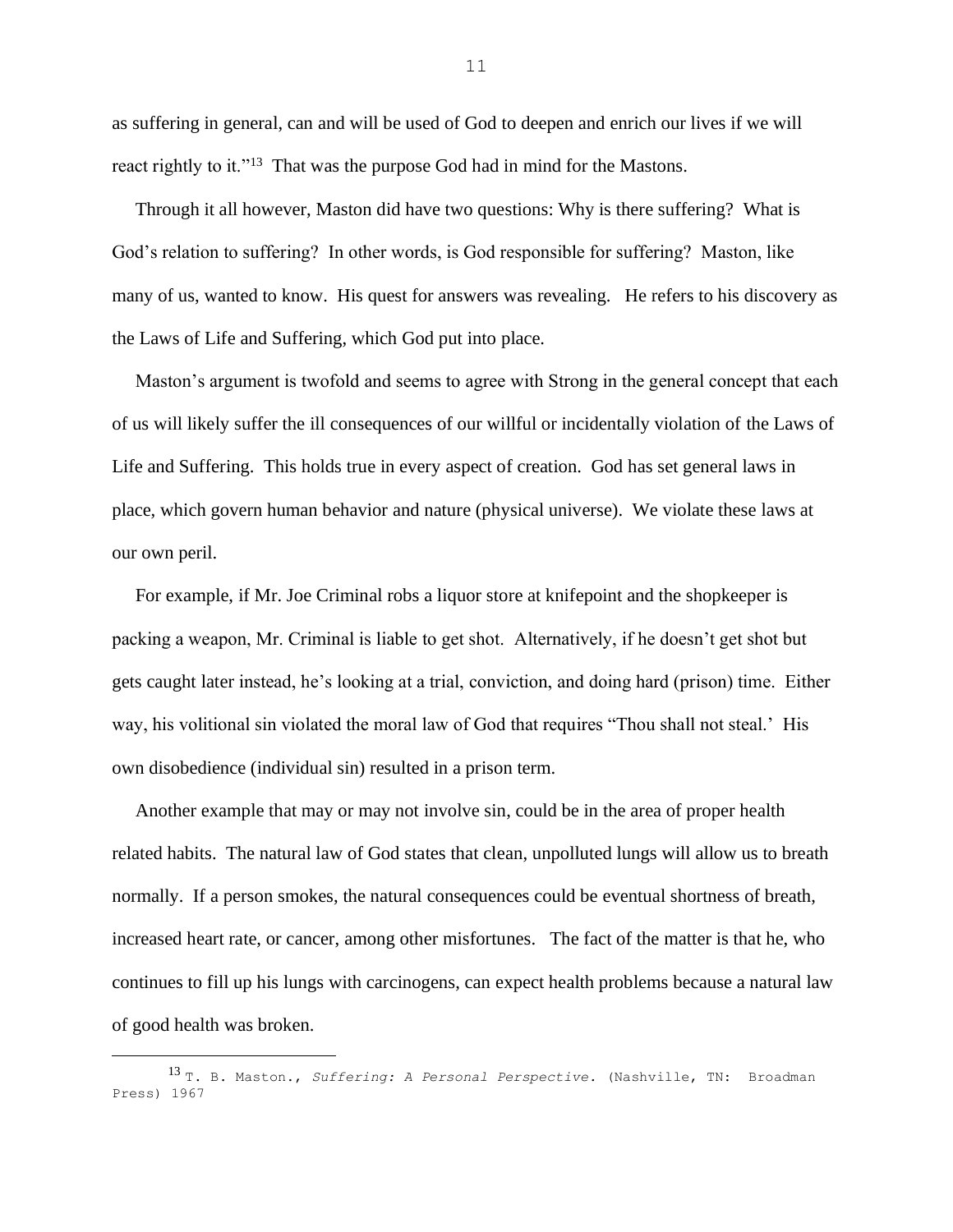as suffering in general, can and will be used of God to deepen and enrich our lives if we will react rightly to it."[13] That was the purpose God had in mind for the Mastons.

Through it all however, Maston did have two questions: Why is there suffering? What is God's relation to suffering? In other words, is God responsible for suffering? Maston, like many of us, wanted to know. His quest for answers was revealing. He refers to his discovery as the Laws of Life and Suffering, which God put into place.

Maston's argument is twofold and seems to agree with Strong in the general concept that each of us will likely suffer the ill consequences of our willful or incidentally violation of the Laws of Life and Suffering. This holds true in every aspect of creation. God has set general laws in place, which govern human behavior and nature (physical universe). We violate these laws at our own peril.

For example, if Mr. Joe Criminal robs a liquor store at knifepoint and the shopkeeper is packing a weapon, Mr. Criminal is liable to get shot. Alternatively, if he doesn't get shot but gets caught later instead, he's looking at a trial, conviction, and doing hard (prison) time. Either way, his volitional sin violated the moral law of God that requires "Thou shall not steal.' His own disobedience (individual sin) resulted in a prison term.

Another example that may or may not involve sin, could be in the area of proper health related habits. The natural law of God states that clean, unpolluted lungs will allow us to breath normally. If a person smokes, the natural consequences could be eventual shortness of breath, increased heart rate, or cancer, among other misfortunes. The fact of the matter is that he, who continues to fill up his lungs with carcinogens, can expect health problems because a natural law of good health was broken.

---

[13] T. B. Maston., *Suffering: A Personal Perspective.* (Nashville, TN: Broadman Press) 1967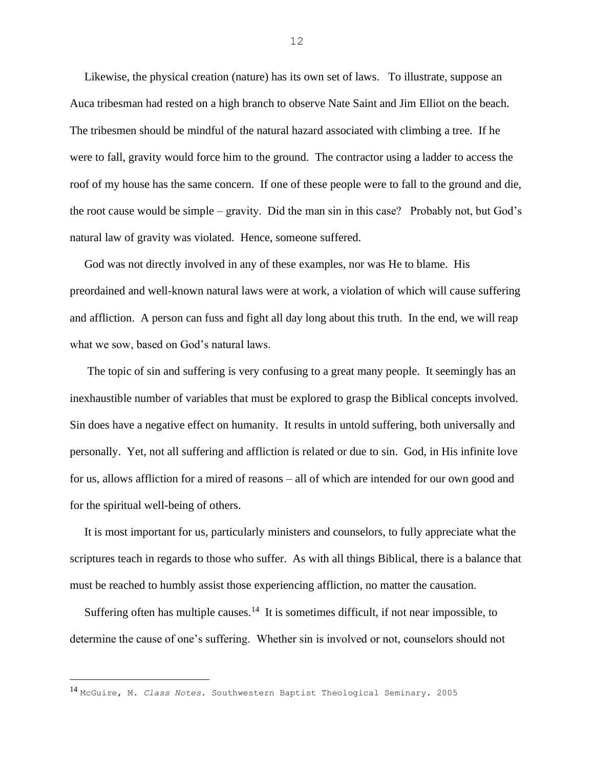Likewise, the physical creation (nature) has its own set of laws. To illustrate, suppose an Auca tribesman had rested on a high branch to observe Nate Saint and Jim Elliot on the beach. The tribesmen should be mindful of the natural hazard associated with climbing a tree. If he were to fall, gravity would force him to the ground. The contractor using a ladder to access the roof of my house has the same concern. If one of these people were to fall to the ground and die, the root cause would be simple – gravity. Did the man sin in this case? Probably not, but God's natural law of gravity was violated. Hence, someone suffered.

God was not directly involved in any of these examples, nor was He to blame. His preordained and well-known natural laws were at work, a violation of which will cause suffering and affliction. A person can fuss and fight all day long about this truth. In the end, we will reap what we sow, based on God's natural laws.

The topic of sin and suffering is very confusing to a great many people. It seemingly has an inexhaustible number of variables that must be explored to grasp the Biblical concepts involved. Sin does have a negative effect on humanity. It results in untold suffering, both universally and personally. Yet, not all suffering and affliction is related or due to sin. God, in His infinite love for us, allows affliction for a mired of reasons – all of which are intended for our own good and for the spiritual well-being of others.

It is most important for us, particularly ministers and counselors, to fully appreciate what the scriptures teach in regards to those who suffer. As with all things Biblical, there is a balance that must be reached to humbly assist those experiencing affliction, no matter the causation.

Suffering often has multiple causes.[14] It is sometimes difficult, if not near impossible, to determine the cause of one's suffering. Whether sin is involved or not, counselors should not

---

[14] McGuire, M. *Class Notes.* Southwestern Baptist Theological Seminary. 2005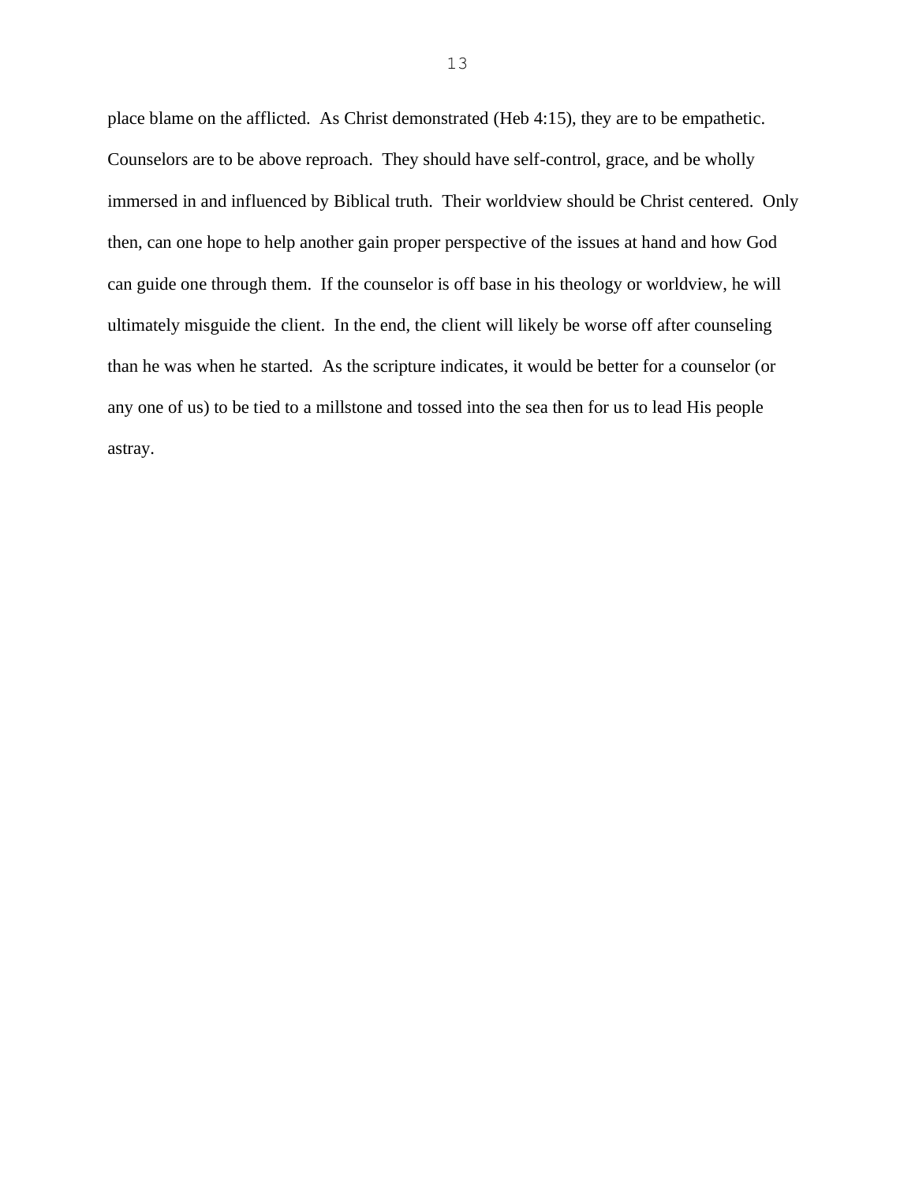place blame on the afflicted. As Christ demonstrated (Heb 4:15), they are to be empathetic. Counselors are to be above reproach. They should have self-control, grace, and be wholly immersed in and influenced by Biblical truth. Their worldview should be Christ centered. Only then, can one hope to help another gain proper perspective of the issues at hand and how God can guide one through them. If the counselor is off base in his theology or worldview, he will ultimately misguide the client. In the end, the client will likely be worse off after counseling than he was when he started. As the scripture indicates, it would be better for a counselor (or any one of us) to be tied to a millstone and tossed into the sea then for us to lead His people astray.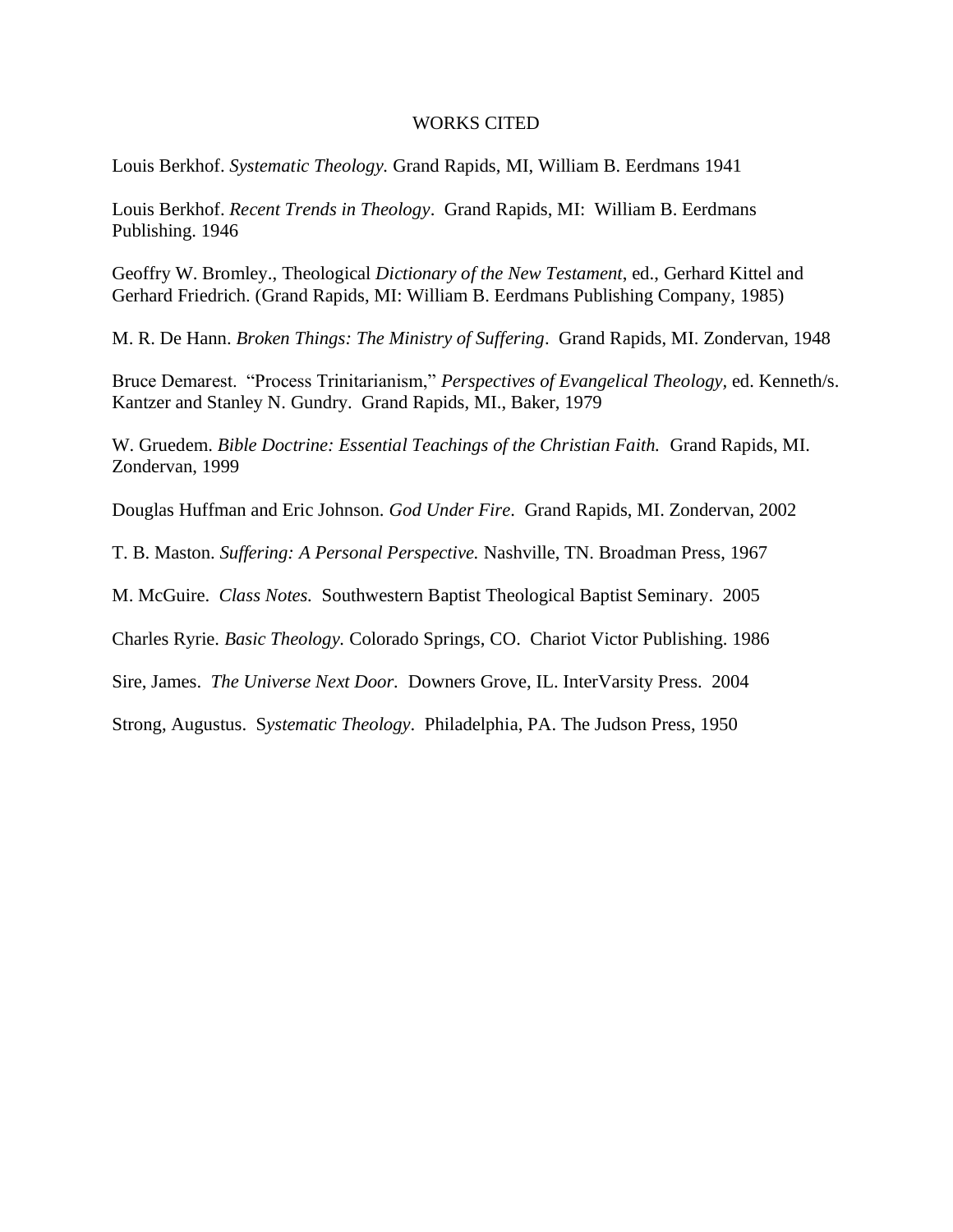# WORKS CITED

Louis Berkhof. *Systematic Theology.* Grand Rapids, MI, William B. Eerdmans 1941

Louis Berkhof. *Recent Trends in Theology*. Grand Rapids, MI: William B. Eerdmans Publishing. 1946

Geoffry W. Bromley., Theological *Dictionary of the New Testament*, ed., Gerhard Kittel and Gerhard Friedrich. (Grand Rapids, MI: William B. Eerdmans Publishing Company, 1985)

M. R. De Hann. *Broken Things: The Ministry of Suffering*. Grand Rapids, MI. Zondervan, 1948

Bruce Demarest. "Process Trinitarianism," *Perspectives of Evangelical Theology,* ed. Kenneth/s. Kantzer and Stanley N. Gundry. Grand Rapids, MI., Baker, 1979

W. Gruedem. *Bible Doctrine: Essential Teachings of the Christian Faith.* Grand Rapids, MI. Zondervan, 1999

Douglas Huffman and Eric Johnson. *God Under Fire*. Grand Rapids, MI. Zondervan, 2002

T. B. Maston. *Suffering: A Personal Perspective.* Nashville, TN. Broadman Press, 1967

M. McGuire. *Class Notes.* Southwestern Baptist Theological Baptist Seminary. 2005

Charles Ryrie. *Basic Theology.* Colorado Springs, CO. Chariot Victor Publishing. 1986

Sire, James. *The Universe Next Door.* Downers Grove, IL. InterVarsity Press. 2004

Strong, Augustus. S*ystematic Theology*. Philadelphia, PA. The Judson Press, 1950